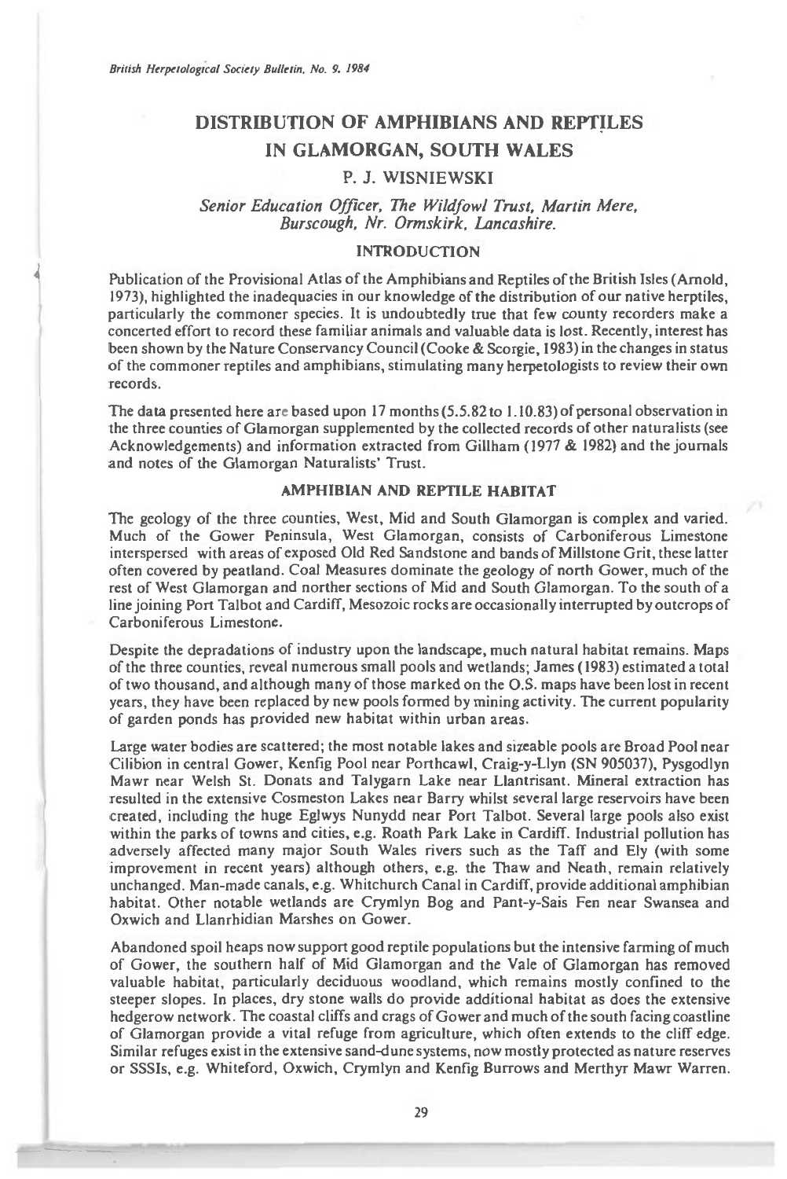# DISTRIBUTION OF AMPHIBIANS AND REPTILES IN GLAMORGAN, SOUTH WALES

## P. J. WISNIEWSKI

*Senior Education Officer, The Wildfowl Trust, Martin Mere, Burscough, Nr. Ormskirk, Lancashire.*

## INTRODUCTION

Publication of the Provisional Atlas of the Amphibians and Reptiles of the British Isles (Arnold, 1973), highlighted the inadequacies in our knowledge of the distribution of our native herptiles, particularly the commoner species. It is undoubtedly true that few county recorders make a concerted effort to record these familiar animals and valuable data is lost. Recently, interest has been shown by the Nature Conservancy Council (Cooke & Scorgie, 1983) in the changes in status of the commoner reptiles and amphibians, stimulating many herpetologists to review their own records.

The data presented here are based upon 17 months (5.5.82 to 1.10.83) of personal observation in the three counties of Glamorgan supplemented by the collected records of other naturalists (see Acknowledgements) and information extracted from Gillham (1977 & 1982) and the journals and notes of the Glamorgan Naturalists' Trust.

## AMPHIBIAN AND REPTILE HABITAT

The geology of the three counties, West, Mid and South Glamorgan is complex and varied. Much of the Gower Peninsula, West Glamorgan, consists of Carboniferous Limestone interspersed with areas of exposed Old Red Sandstone and bands of Millstone Grit, these latter often covered by peatland. Coal Measures dominate the geology of north Gower, much of the rest of West Glamorgan and norther sections of Mid and South Glamorgan. To the south of a line joining Port Talbot and Cardiff, Mesozoic rocks are occasionally interrupted by outcrops of Carboniferous Limestone.

Despite the depradations of industry upon the landscape, much natural habitat remains. Maps of the three counties, reveal numerous small pools and wetlands; James (1983) estimated a total of two thousand, and although many of those marked on the O.S. maps have been lost in recent years, they have been replaced by new pools formed by mining activity. The current popularity of garden ponds has provided new habitat within urban areas.

Large water bodies are scattered; the most notable lakes and sizeable pools are Broad Pool near Cilibion in central Gower, Kenfig Pool near Porthcawl, Craig-y-Llyn (SN 905037), Pysgodlyn Mawr near Welsh St. Donats and Talygarn Lake near Llantrisant. Mineral extraction has resulted in the extensive Cosmeston Lakes near Barry whilst several large reservoirs have been created, including the huge Eglwys Nunydd near Port Talbot. Several large pools also exist within the parks of towns and cities, e.g. Roath Park Lake in Cardiff. Industrial pollution has adversely affected many major South Wales rivers such as the Taff and Ely (with some improvement in recent years) although others, e.g. the Thaw and Neath, remain relatively unchanged. Man-made canals, e.g. Whitchurch Canal in Cardiff, provide additional amphibian habitat. Other notable wetlands are Crymlyn Bog and Pant-y-Sais Fen near Swansea and Oxwich and Llanrhidian Marshes on Gower.

Abandoned spoil heaps now support good reptile populations but the intensive farming of much of Gower, the southern half of Mid Glamorgan and the Vale of Glamorgan has removed valuable habitat, particularly deciduous woodland, which remains mostly confined to the steeper slopes. In places, dry stone walls do provide additional habitat as does the extensive hedgerow network. The coastal cliffs and crags of Gower and much of the south facing coastline of Glamorgan provide a vital refuge from agriculture, which often extends to the cliff edge. Similar refuges exist in the extensive sand-dune systems, now mostly protected as nature reserves or SSSIs, e.g. Whiteford, Oxwich, Crymlyn and Kenfig Burrows and Merthyr Mawr Warren.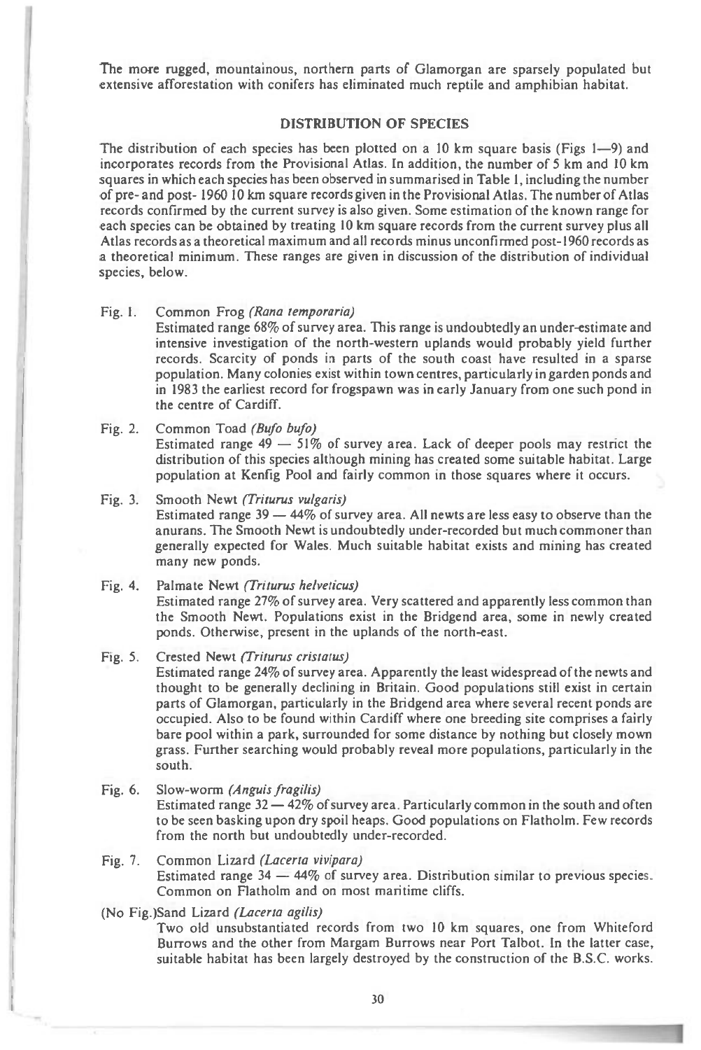The more rugged, mountainous, northern parts of Glamorgan are sparsely populated but extensive afforestation with conifers has eliminated much reptile and amphibian habitat.

## DISTRIBUTION OF SPECIES

The distribution of each species has been plotted on a 10 km square basis (Figs 1—9) and incorporates records from the Provisional Atlas. In addition, the number of 5 km and 10 km squares in which each species has been observed in summarised in Table 1, including the number of pre- and post- 1960 10 km square records given in the Provisional Atlas. The number of Atlas records confirmed by the current survey is also given. Some estimation of the known range for each species can be obtained by treating 10 km square records from the current survey plus all Atlas records as a theoretical maximum and all records minus unconfirmed post-1960 records as a theoretical minimum. These ranges are given in discussion of the distribution of individual species, below.

Fig. 1. Common Frog *(Rana temporaria)*
Estimated range 68% of survey area. This range is undoubtedly an under-estimate and intensive investigation of the north-western uplands would probably yield further records. Scarcity of ponds in parts of the south coast have resulted in a sparse population. Many colonies exist within town centres, particularly in garden ponds and in 1983 the earliest record for frogspawn was in early January from one such pond in the centre of Cardiff.

Fig. 2. Common Toad *(Bufo bufo)*
Estimated range 49 — 51% of survey area. Lack of deeper pools may restrict the distribution of this species although mining has created some suitable habitat. Large population at Kenfig Pool and fairly common in those squares where it occurs.

Fig. 3. Smooth Newt *(Triturus vulgaris)*
Estimated range 39 — 44% of survey area. All newts are less easy to observe than the anurans. The Smooth Newt is undoubtedly under-recorded but much commoner than generally expected for Wales. Much suitable habitat exists and mining has created many new ponds.

Fig. 4. Palmate Newt *(Triturus helveticus)*
Estimated range 27% of survey area. Very scattered and apparently less common than the Smooth Newt. Populations exist in the Bridgend area, some in newly created ponds. Otherwise, present in the uplands of the north-east.

Fig. 5. Crested Newt *(Triturus cristatus)*
Estimated range 24% of survey area. Apparently the least widespread of the newts and thought to be generally declining in Britain. Good populations still exist in certain parts of Glamorgan, particularly in the Bridgend area where several recent ponds are occupied. Also to be found within Cardiff where one breeding site comprises a fairly bare pool within a park, surrounded for some distance by nothing but closely mown grass. Further searching would probably reveal more populations, particularly in the south.

Fig. 6. Slow-worm *(Anguis fragilis)*
Estimated range 32 — 42% of survey area. Particularly common in the south and often to be seen basking upon dry spoil heaps. Good populations on Flatholm. Few records from the north but undoubtedly under-recorded.

Fig. 7. Common Lizard *(Lacerta vivipara)*
Estimated range 34 — 44% of survey area. Distribution similar to previous species. Common on Flatholm and on most maritime cliffs.

(No Fig.)Sand Lizard *(Lacerta agilis)*
Two old unsubstantiated records from two 10 km squares, one from Whiteford Burrows and the other from Margam Burrows near Port Talbot. In the latter case, suitable habitat has been largely destroyed by the construction of the B.S.C. works.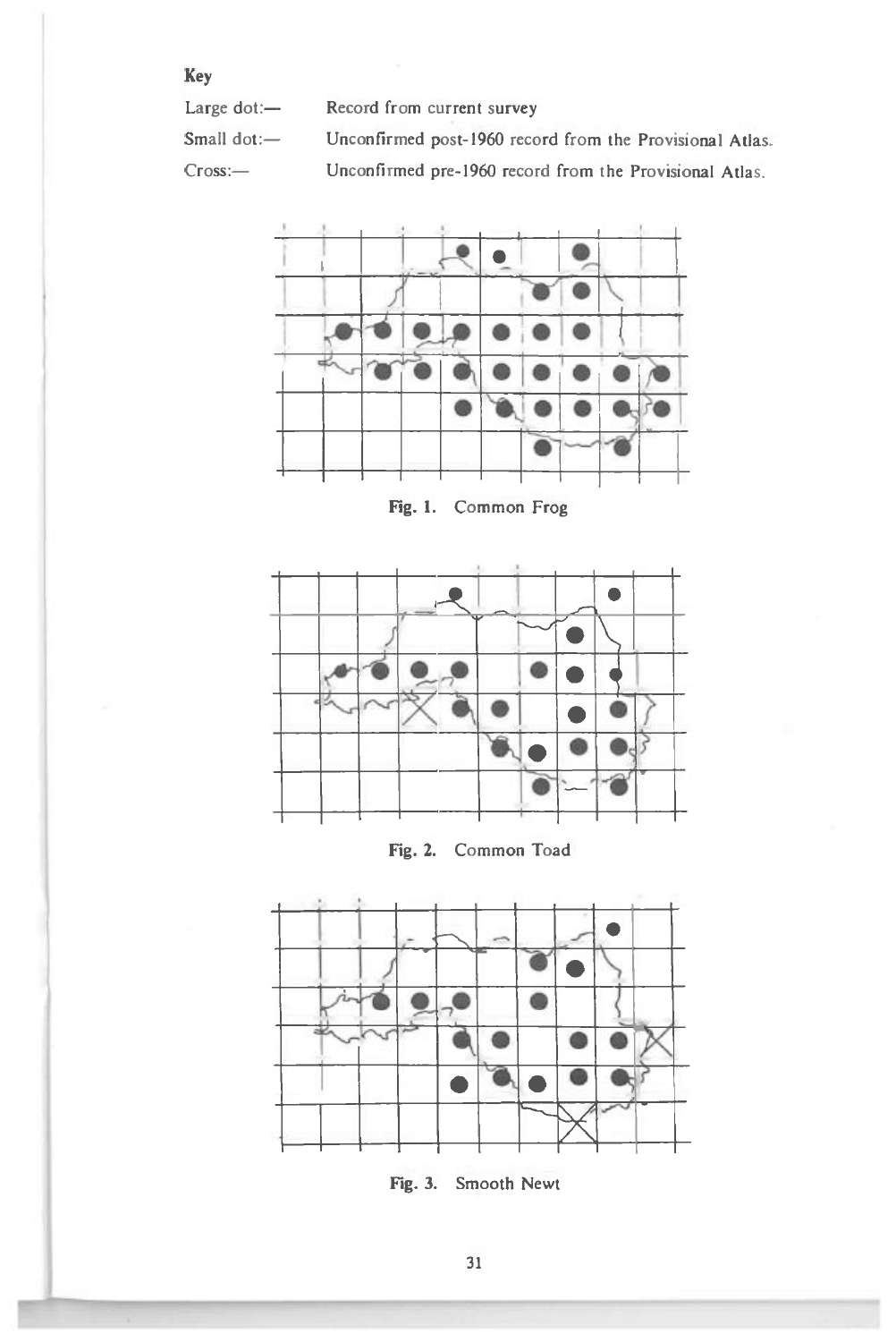**Key**

Large dot:— Record from current survey

Small dot:— Unconfirmed post-1960 record from the Provisional Atlas.

Cross:— Unconfirmed pre-1960 record from the Provisional Atlas.

**Fig. 1.** Common Frog

**Fig. 2.** Common Toad

**Fig. 3.** Smooth Newt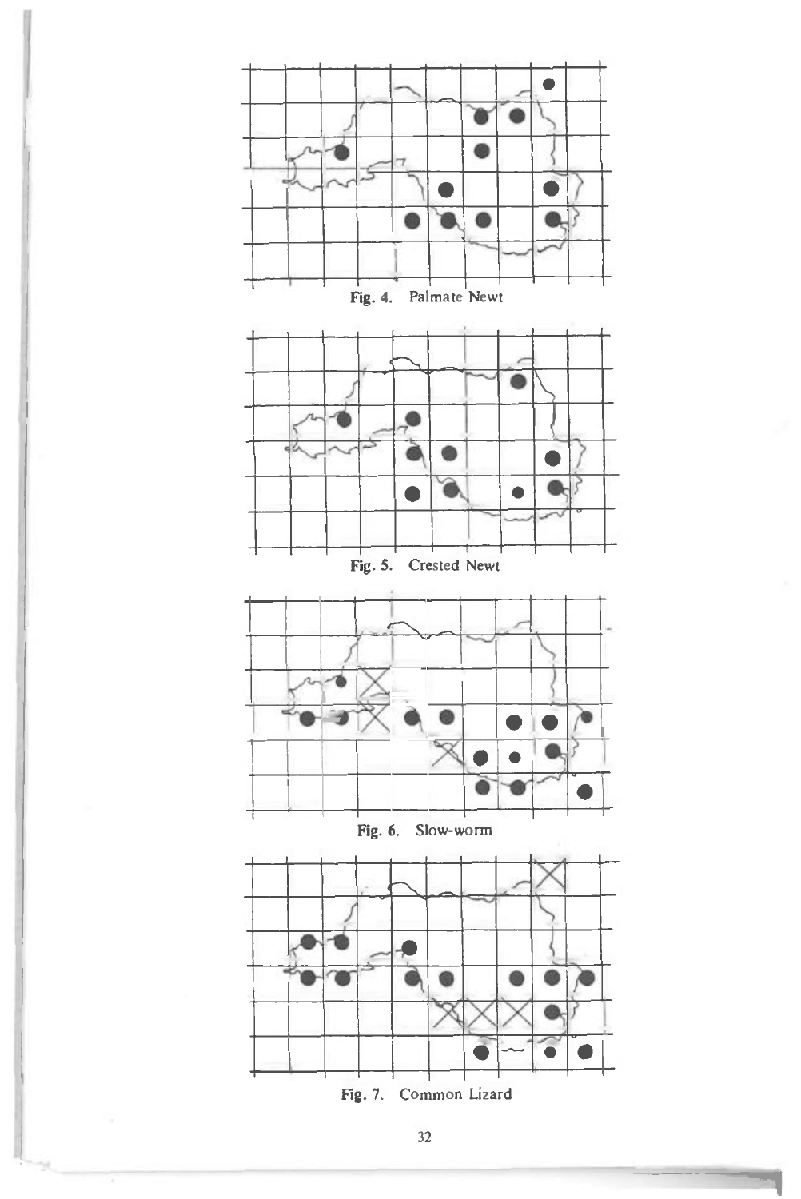Fig. 4. Palmate Newt

Fig. 5. Crested Newt

Fig. 6. Slow-worm

Fig. 7. Common Lizard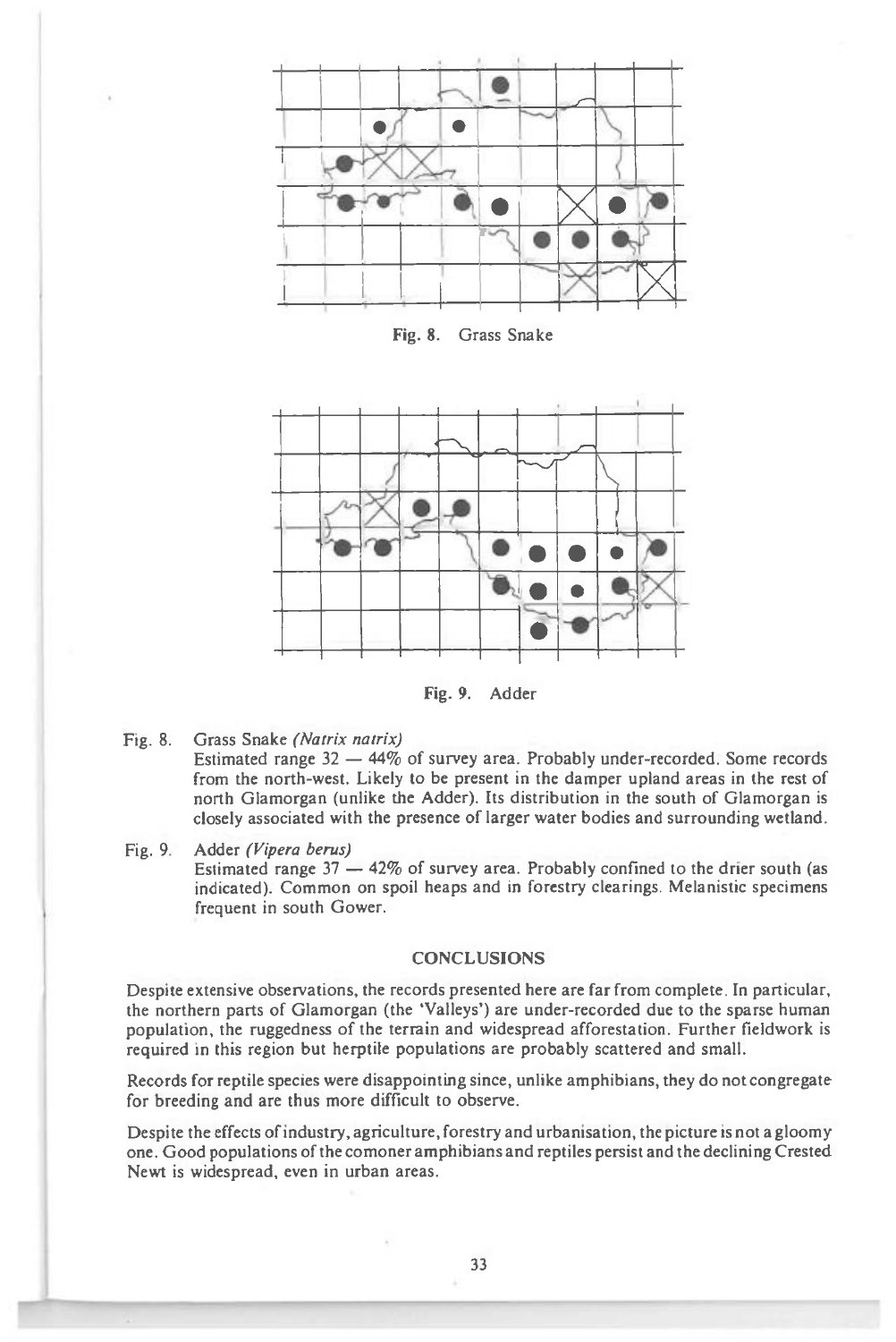Fig. 8. Grass Snake

Fig. 9. Adder

Fig. 8. Grass Snake *(Natrix natrix)*
Estimated range 32 — 44% of survey area. Probably under-recorded. Some records from the north-west. Likely to be present in the damper upland areas in the rest of north Glamorgan (unlike the Adder). Its distribution in the south of Glamorgan is closely associated with the presence of larger water bodies and surrounding wetland.

Fig. 9. Adder *(Vipera berus)*
Estimated range 37 — 42% of survey area. Probably confined to the drier south (as indicated). Common on spoil heaps and in forestry clearings. Melanistic specimens frequent in south Gower.

## CONCLUSIONS

Despite extensive observations, the records presented here are far from complete. In particular, the northern parts of Glamorgan (the 'Valleys') are under-recorded due to the sparse human population, the ruggedness of the terrain and widespread afforestation. Further fieldwork is required in this region but herptile populations are probably scattered and small.

Records for reptile species were disappointing since, unlike amphibians, they do not congregate for breeding and are thus more difficult to observe.

Despite the effects of industry, agriculture, forestry and urbanisation, the picture is not a gloomy one. Good populations of the comoner amphibians and reptiles persist and the declining Crested Newt is widespread, even in urban areas.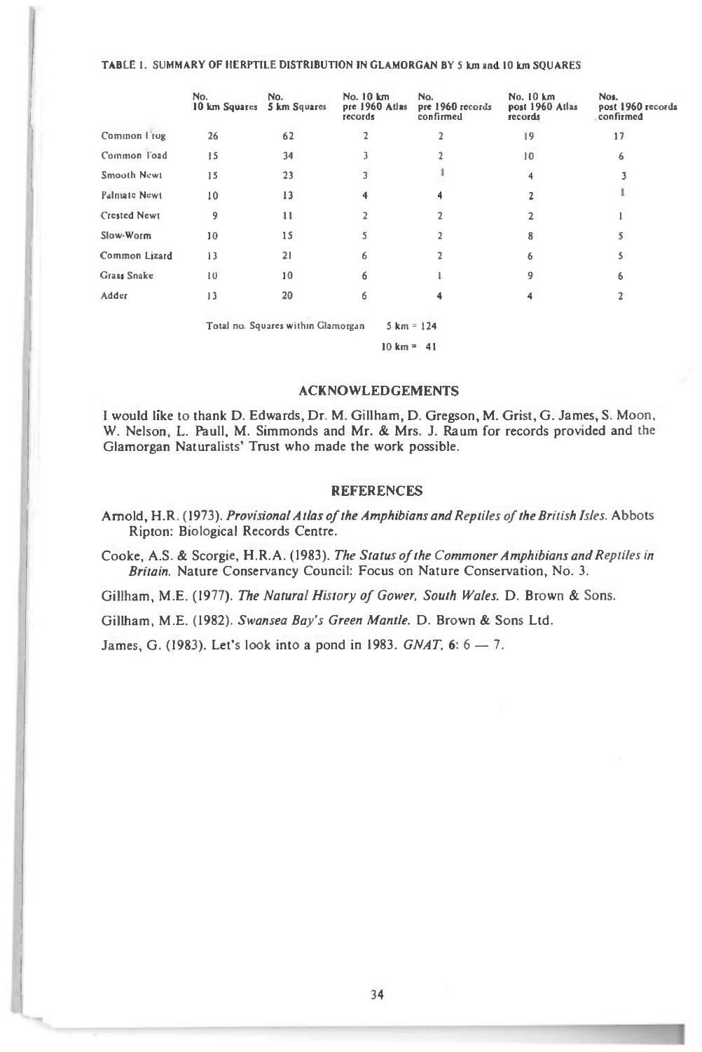TABLE 1. SUMMARY OF HERPTILE DISTRIBUTION IN GLAMORGAN BY 5 km and 10 km SQUARES

| | No. 10 km Squares | No. 5 km Squares | No. 10 km pre 1960 Atlas records | No. pre 1960 records confirmed | No. 10 km post 1960 Atlas records | Nos. post 1960 records confirmed |
|---|---|---|---|---|---|---|
| Common Frog | 26 | 62 | 2 | 2 | 19 | 17 |
| Common Toad | 15 | 34 | 3 | 2 | 10 | 6 |
| Smooth Newt | 15 | 23 | 3 | 1 | 4 | 3 |
| Palmate Newt | 10 | 13 | 4 | 4 | 2 | 1 |
| Crested Newt | 9 | 11 | 2 | 2 | 2 | 1 |
| Slow-Worm | 10 | 15 | 5 | 2 | 8 | 5 |
| Common Lizard | 13 | 21 | 6 | 2 | 6 | 5 |
| Grass Snake | 10 | 10 | 6 | 1 | 9 | 6 |
| Adder | 13 | 20 | 6 | 4 | 4 | 2 |

Total no. Squares within Glamorgan 5 km = 124

10 km = 41

## ACKNOWLEDGEMENTS

I would like to thank D. Edwards, Dr. M. Gillham, D. Gregson, M. Grist, G. James, S. Moon, W. Nelson, L. Paull, M. Simmonds and Mr. & Mrs. J. Raum for records provided and the Glamorgan Naturalists' Trust who made the work possible.

## REFERENCES

Arnold, H.R. (1973). *Provisional Atlas of the Amphibians and Reptiles of the British Isles.* Abbots Ripton: Biological Records Centre.

Cooke, A.S. & Scorgie, H.R.A. (1983). *The Status of the Commoner Amphibians and Reptiles in Britain.* Nature Conservancy Council: Focus on Nature Conservation, No. 3.

Gillham, M.E. (1977). *The Natural History of Gower, South Wales.* D. Brown & Sons.

Gillham, M.E. (1982). *Swansea Bay's Green Mantle.* D. Brown & Sons Ltd.

James, G. (1983). Let's look into a pond in 1983. *GNAT,* **6**: 6 — 7.